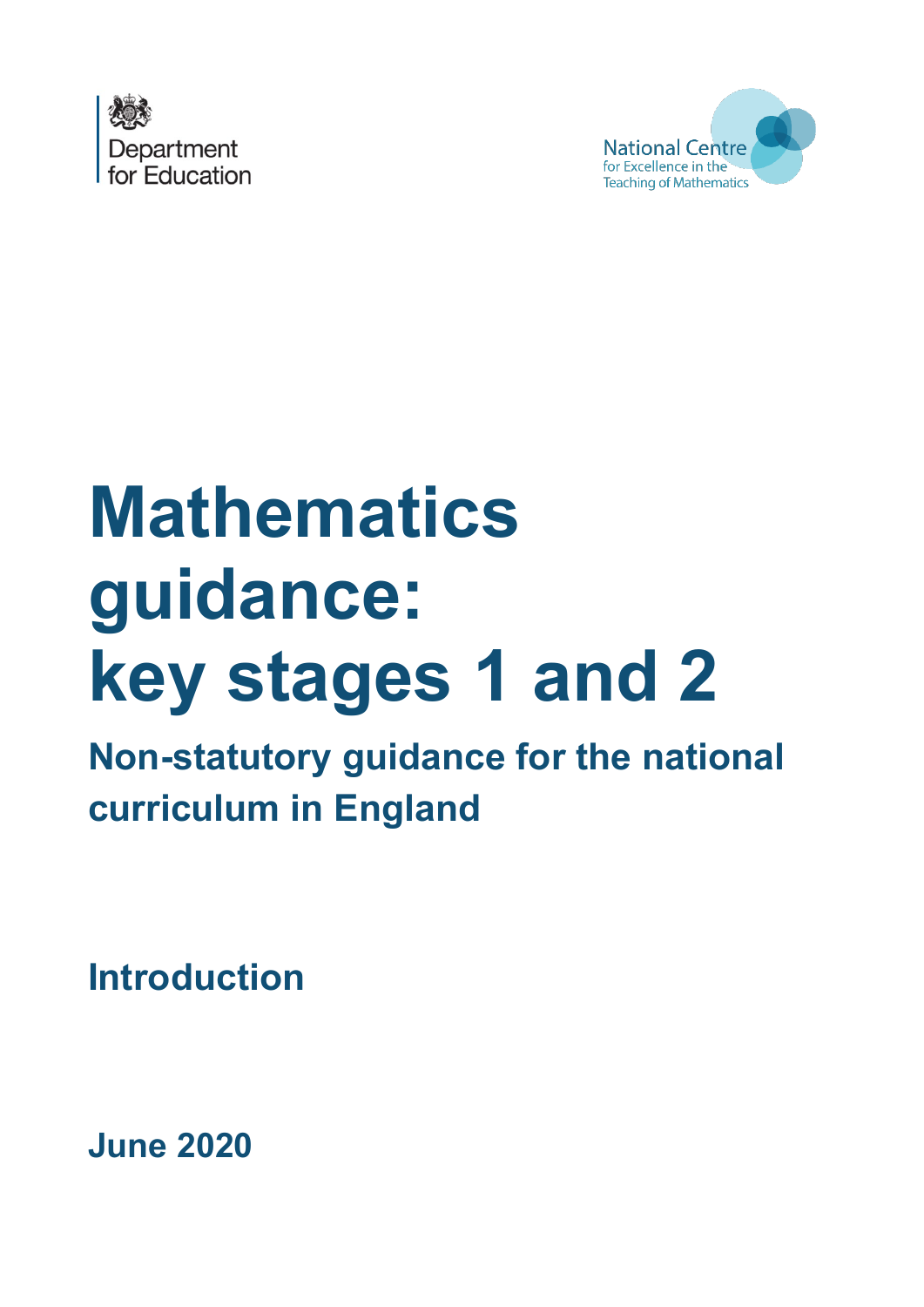Department for Education

National Centre for Excellence in the Teaching of Mathematics

# Mathematics guidance: key stages 1 and 2

## Non-statutory guidance for the national curriculum in England

## Introduction

**June 2020**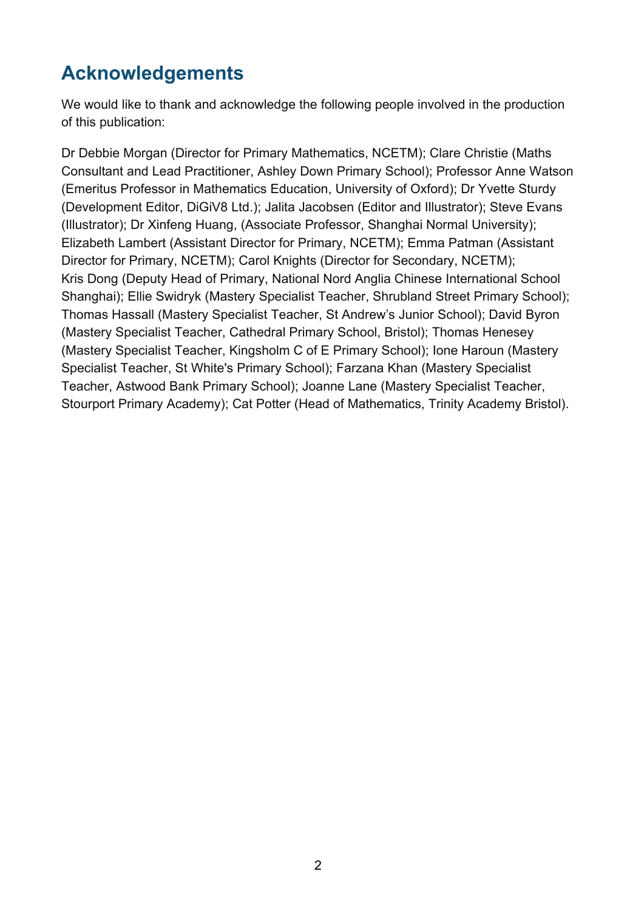## Acknowledgements

We would like to thank and acknowledge the following people involved in the production of this publication:

Dr Debbie Morgan (Director for Primary Mathematics, NCETM); Clare Christie (Maths Consultant and Lead Practitioner, Ashley Down Primary School); Professor Anne Watson (Emeritus Professor in Mathematics Education, University of Oxford); Dr Yvette Sturdy (Development Editor, DiGiV8 Ltd.); Jalita Jacobsen (Editor and Illustrator); Steve Evans (Illustrator); Dr Xinfeng Huang, (Associate Professor, Shanghai Normal University); Elizabeth Lambert (Assistant Director for Primary, NCETM); Emma Patman (Assistant Director for Primary, NCETM); Carol Knights (Director for Secondary, NCETM); Kris Dong (Deputy Head of Primary, National Nord Anglia Chinese International School Shanghai); Ellie Swidryk (Mastery Specialist Teacher, Shrubland Street Primary School); Thomas Hassall (Mastery Specialist Teacher, St Andrew's Junior School); David Byron (Mastery Specialist Teacher, Cathedral Primary School, Bristol); Thomas Henesey (Mastery Specialist Teacher, Kingsholm C of E Primary School); Ione Haroun (Mastery Specialist Teacher, St White's Primary School); Farzana Khan (Mastery Specialist Teacher, Astwood Bank Primary School); Joanne Lane (Mastery Specialist Teacher, Stourport Primary Academy); Cat Potter (Head of Mathematics, Trinity Academy Bristol).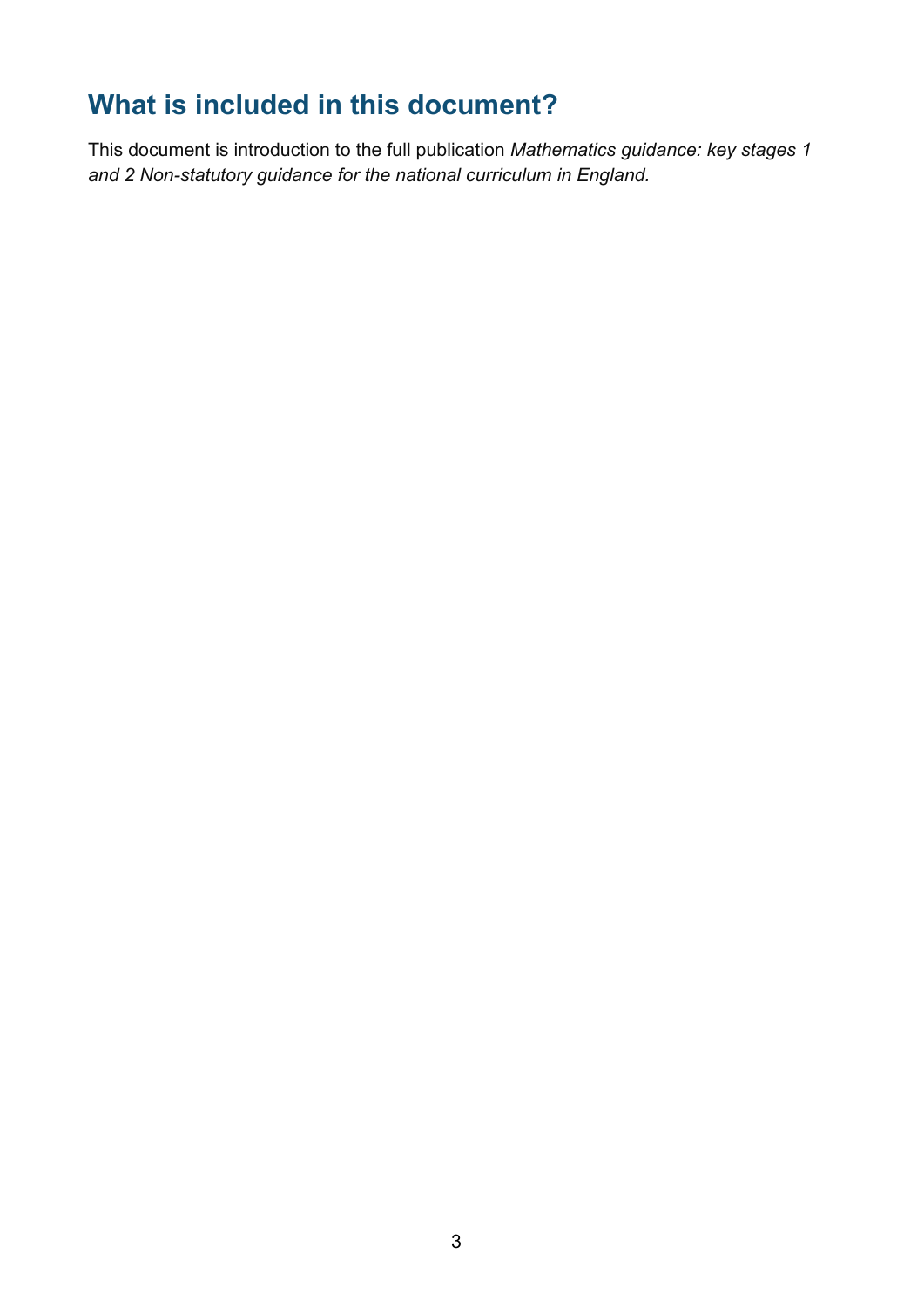## What is included in this document?

This document is introduction to the full publication *Mathematics guidance: key stages 1 and 2 Non-statutory guidance for the national curriculum in England.*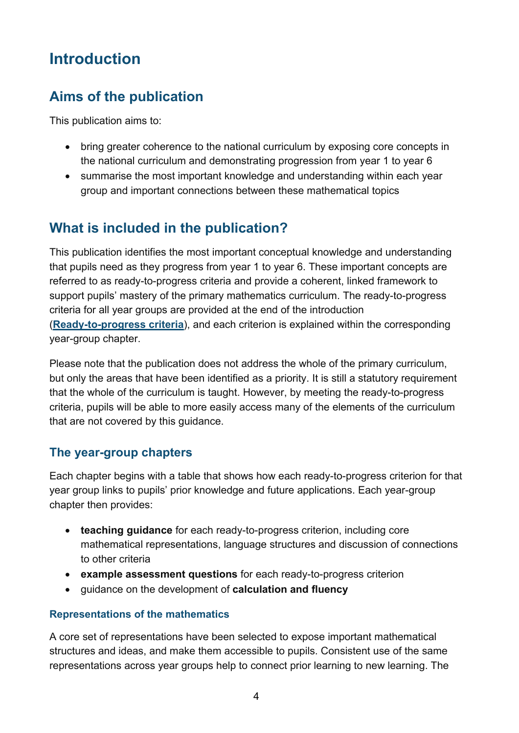# Introduction

## Aims of the publication

This publication aims to:

- bring greater coherence to the national curriculum by exposing core concepts in the national curriculum and demonstrating progression from year 1 to year 6
- summarise the most important knowledge and understanding within each year group and important connections between these mathematical topics

## What is included in the publication?

This publication identifies the most important conceptual knowledge and understanding that pupils need as they progress from year 1 to year 6. These important concepts are referred to as ready-to-progress criteria and provide a coherent, linked framework to support pupils' mastery of the primary mathematics curriculum. The ready-to-progress criteria for all year groups are provided at the end of the introduction (**Ready-to-progress criteria**), and each criterion is explained within the corresponding year-group chapter.

Please note that the publication does not address the whole of the primary curriculum, but only the areas that have been identified as a priority. It is still a statutory requirement that the whole of the curriculum is taught. However, by meeting the ready-to-progress criteria, pupils will be able to more easily access many of the elements of the curriculum that are not covered by this guidance.

### The year-group chapters

Each chapter begins with a table that shows how each ready-to-progress criterion for that year group links to pupils' prior knowledge and future applications. Each year-group chapter then provides:

- **teaching guidance** for each ready-to-progress criterion, including core mathematical representations, language structures and discussion of connections to other criteria
- **example assessment questions** for each ready-to-progress criterion
- guidance on the development of **calculation and fluency**

#### Representations of the mathematics

A core set of representations have been selected to expose important mathematical structures and ideas, and make them accessible to pupils. Consistent use of the same representations across year groups help to connect prior learning to new learning. The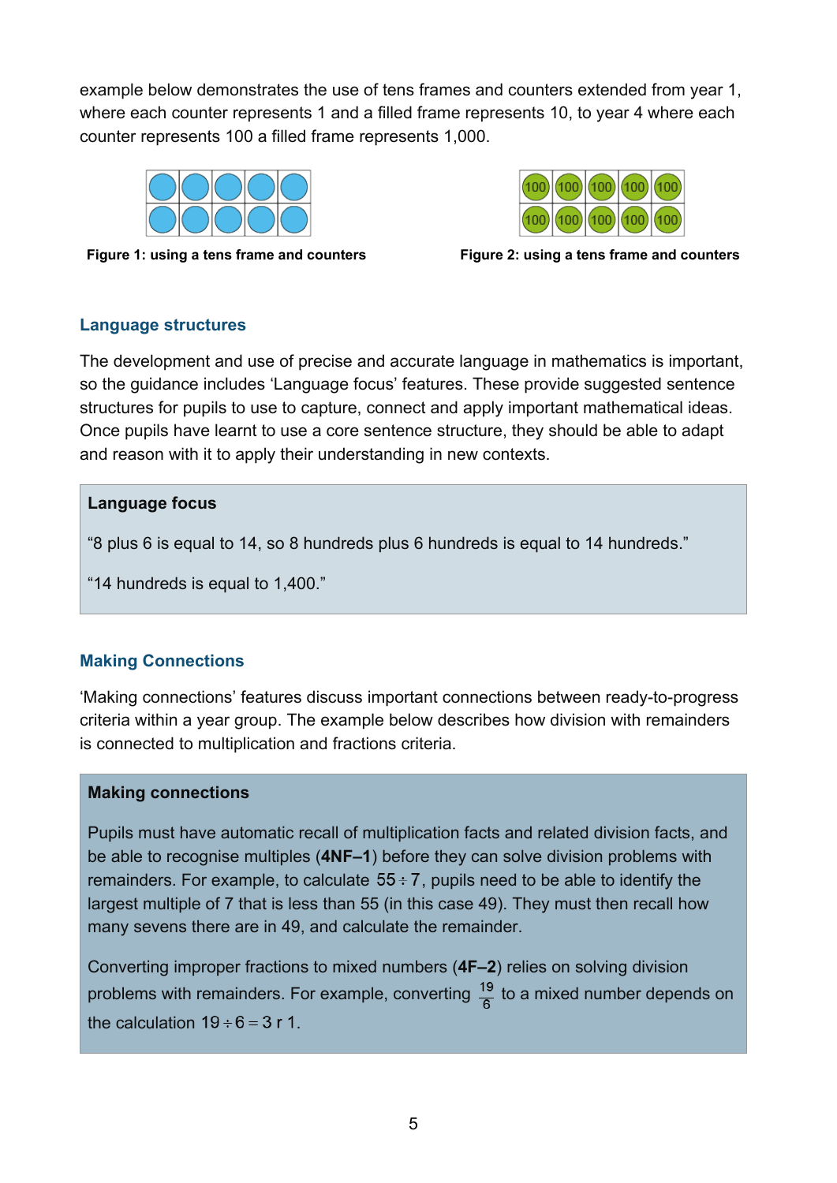example below demonstrates the use of tens frames and counters extended from year 1, where each counter represents 1 and a filled frame represents 10, to year 4 where each counter represents 100 a filled frame represents 1,000.

**Figure 1: using a tens frame and counters**

**Figure 2: using a tens frame and counters**

### Language structures

The development and use of precise and accurate language in mathematics is important, so the guidance includes 'Language focus' features. These provide suggested sentence structures for pupils to use to capture, connect and apply important mathematical ideas. Once pupils have learnt to use a core sentence structure, they should be able to adapt and reason with it to apply their understanding in new contexts.

> **Language focus**
>
> "8 plus 6 is equal to 14, so 8 hundreds plus 6 hundreds is equal to 14 hundreds."
>
> "14 hundreds is equal to 1,400."

### Making Connections

'Making connections' features discuss important connections between ready-to-progress criteria within a year group. The example below describes how division with remainders is connected to multiplication and fractions criteria.

> **Making connections**
>
> Pupils must have automatic recall of multiplication facts and related division facts, and be able to recognise multiples (**4NF–1**) before they can solve division problems with remainders. For example, to calculate $55 \div 7$, pupils need to be able to identify the largest multiple of 7 that is less than 55 (in this case 49). They must then recall how many sevens there are in 49, and calculate the remainder.
>
> Converting improper fractions to mixed numbers (**4F–2**) relies on solving division problems with remainders. For example, converting $\frac{19}{6}$ to a mixed number depends on the calculation $19 \div 6 = 3 \text{ r } 1$.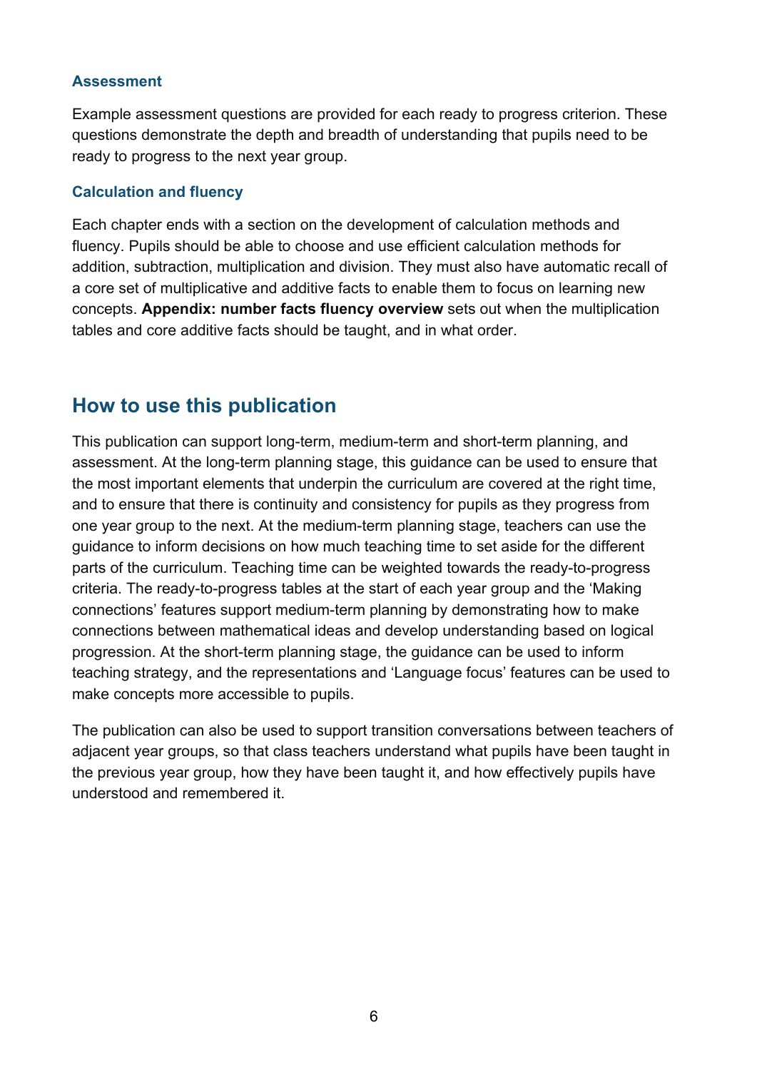### Assessment

Example assessment questions are provided for each ready to progress criterion. These questions demonstrate the depth and breadth of understanding that pupils need to be ready to progress to the next year group.

### Calculation and fluency

Each chapter ends with a section on the development of calculation methods and fluency. Pupils should be able to choose and use efficient calculation methods for addition, subtraction, multiplication and division. They must also have automatic recall of a core set of multiplicative and additive facts to enable them to focus on learning new concepts. **Appendix: number facts fluency overview** sets out when the multiplication tables and core additive facts should be taught, and in what order.

## How to use this publication

This publication can support long-term, medium-term and short-term planning, and assessment. At the long-term planning stage, this guidance can be used to ensure that the most important elements that underpin the curriculum are covered at the right time, and to ensure that there is continuity and consistency for pupils as they progress from one year group to the next. At the medium-term planning stage, teachers can use the guidance to inform decisions on how much teaching time to set aside for the different parts of the curriculum. Teaching time can be weighted towards the ready-to-progress criteria. The ready-to-progress tables at the start of each year group and the 'Making connections' features support medium-term planning by demonstrating how to make connections between mathematical ideas and develop understanding based on logical progression. At the short-term planning stage, the guidance can be used to inform teaching strategy, and the representations and 'Language focus' features can be used to make concepts more accessible to pupils.

The publication can also be used to support transition conversations between teachers of adjacent year groups, so that class teachers understand what pupils have been taught in the previous year group, how they have been taught it, and how effectively pupils have understood and remembered it.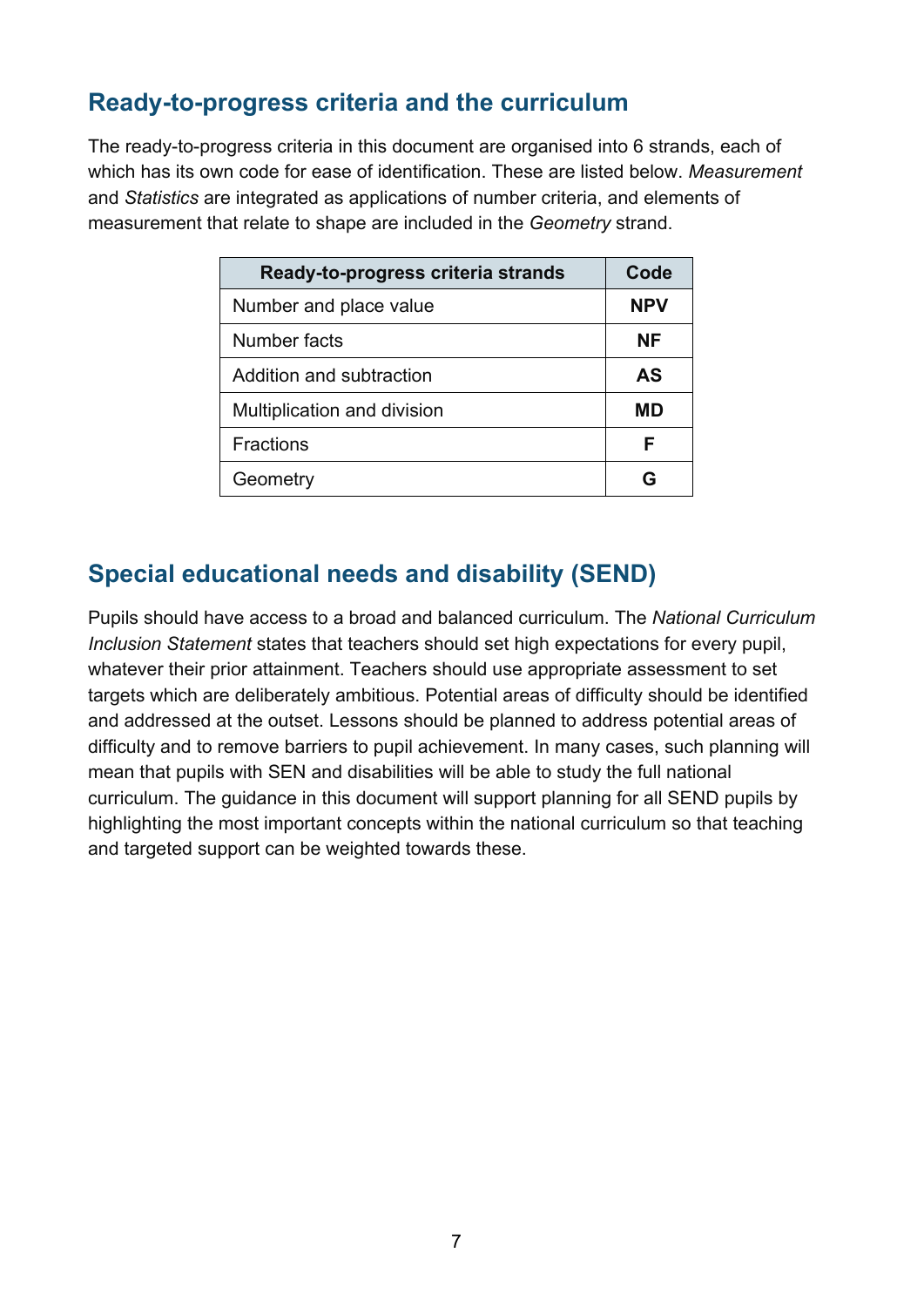## Ready-to-progress criteria and the curriculum

The ready-to-progress criteria in this document are organised into 6 strands, each of which has its own code for ease of identification. These are listed below. *Measurement* and *Statistics* are integrated as applications of number criteria, and elements of measurement that relate to shape are included in the *Geometry* strand.

| Ready-to-progress criteria strands | Code |
|---|---|
| Number and place value | **NPV** |
| Number facts | **NF** |
| Addition and subtraction | **AS** |
| Multiplication and division | **MD** |
| Fractions | **F** |
| Geometry | **G** |

## Special educational needs and disability (SEND)

Pupils should have access to a broad and balanced curriculum. The *National Curriculum Inclusion Statement* states that teachers should set high expectations for every pupil, whatever their prior attainment. Teachers should use appropriate assessment to set targets which are deliberately ambitious. Potential areas of difficulty should be identified and addressed at the outset. Lessons should be planned to address potential areas of difficulty and to remove barriers to pupil achievement. In many cases, such planning will mean that pupils with SEN and disabilities will be able to study the full national curriculum. The guidance in this document will support planning for all SEND pupils by highlighting the most important concepts within the national curriculum so that teaching and targeted support can be weighted towards these.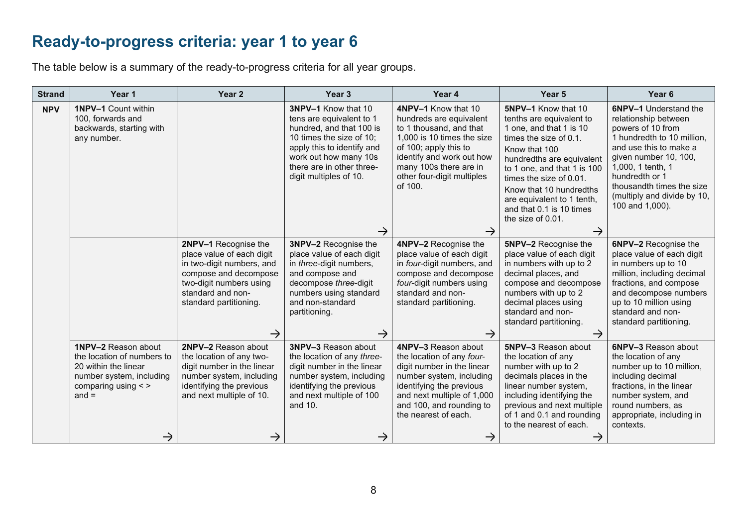## Ready-to-progress criteria: year 1 to year 6

The table below is a summary of the ready-to-progress criteria for all year groups.

| Strand | Year 1 | Year 2 | Year 3 | Year 4 | Year 5 | Year 6 |
|---|---|---|---|---|---|---|
| NPV | **1NPV–1** Count within 100, forwards and backwards, starting with any number. | | **3NPV–1** Know that 10 tens are equivalent to 1 hundred, and that 100 is 10 times the size of 10; apply this to identify and work out how many 10s there are in other three-digit multiples of 10. → | **4NPV–1** Know that 10 hundreds are equivalent to 1 thousand, and that 1,000 is 10 times the size of 100; apply this to identify and work out how many 100s there are in other four-digit multiples of 100. → | **5NPV–1** Know that 10 tenths are equivalent to 1 one, and that 1 is 10 times the size of 0.1. Know that 100 hundredths are equivalent to 1 one, and that 1 is 100 times the size of 0.01. Know that 10 hundredths are equivalent to 1 tenth, and that 0.1 is 10 times the size of 0.01. → | **6NPV–1** Understand the relationship between powers of 10 from 1 hundredth to 10 million, and use this to make a given number 10, 100, 1,000, 1 tenth, 1 hundredth or 1 thousandth times the size (multiply and divide by 10, 100 and 1,000). |
| | | **2NPV–1** Recognise the place value of each digit in two-digit numbers, and compose and decompose two-digit numbers using standard and non-standard partitioning. → | **3NPV–2** Recognise the place value of each digit in *three*-digit numbers, and compose and decompose *three*-digit numbers using standard and non-standard partitioning. → | **4NPV–2** Recognise the place value of each digit in *four*-digit numbers, and compose and decompose *four*-digit numbers using standard and non-standard partitioning. → | **5NPV–2** Recognise the place value of each digit in numbers with up to 2 decimal places, and compose and decompose numbers with up to 2 decimal places using standard and non-standard partitioning. → | **6NPV–2** Recognise the place value of each digit in numbers up to 10 million, including decimal fractions, and compose and decompose numbers up to 10 million using standard and non-standard partitioning. |
| | **1NPV–2** Reason about the location of numbers to 20 within the linear number system, including comparing using < > and = → | **2NPV–2** Reason about the location of any two-digit number in the linear number system, including identifying the previous and next multiple of 10. → | **3NPV–3** Reason about the location of any *three*-digit number in the linear number system, including identifying the previous and next multiple of 100 and 10. → | **4NPV–3** Reason about the location of any *four*-digit number in the linear number system, including identifying the previous and next multiple of 1,000 and 100, and rounding to the nearest of each. → | **5NPV–3** Reason about the location of any number with up to 2 decimals places in the linear number system, including identifying the previous and next multiple of 1 and 0.1 and rounding to the nearest of each. → | **6NPV–3** Reason about the location of any number up to 10 million, including decimal fractions, in the linear number system, and round numbers, as appropriate, including in contexts. |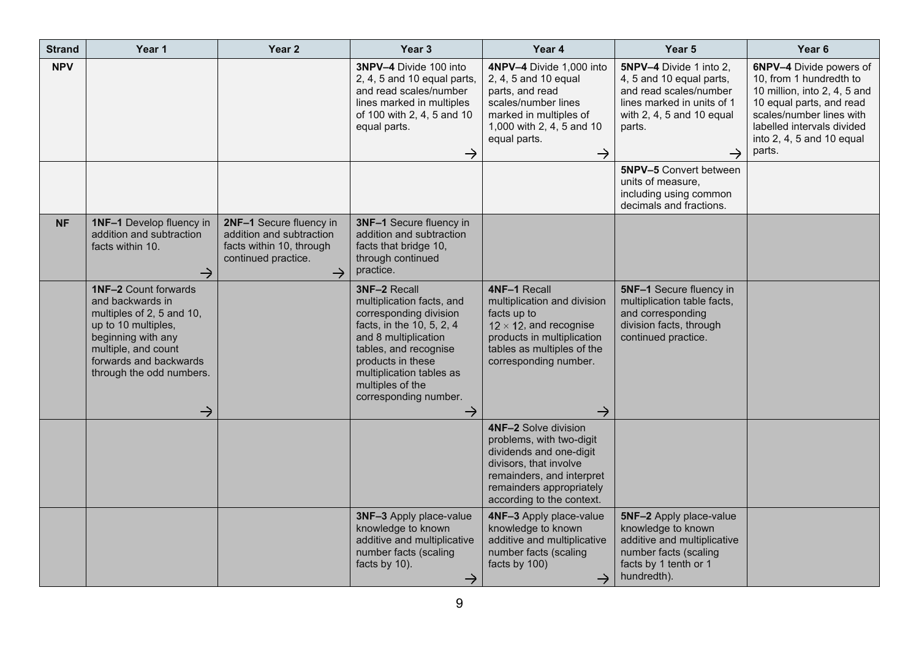| Strand | Year 1 | Year 2 | Year 3 | Year 4 | Year 5 | Year 6 |
|---|---|---|---|---|---|---|
| NPV | | | **3NPV–4** Divide 100 into 2, 4, 5 and 10 equal parts, and read scales/number lines marked in multiples of 100 with 2, 4, 5 and 10 equal parts. → | **4NPV–4** Divide 1,000 into 2, 4, 5 and 10 equal parts, and read scales/number lines marked in multiples of 1,000 with 2, 4, 5 and 10 equal parts. → | **5NPV–4** Divide 1 into 2, 4, 5 and 10 equal parts, and read scales/number lines marked in units of 1 with 2, 4, 5 and 10 equal parts. → | **6NPV–4** Divide powers of 10, from 1 hundredth to 10 million, into 2, 4, 5 and 10 equal parts, and read scales/number lines with labelled intervals divided into 2, 4, 5 and 10 equal parts. |
| | | | | | **5NPV–5** Convert between units of measure, including using common decimals and fractions. | |
| NF | **1NF–1** Develop fluency in addition and subtraction facts within 10. → | **2NF–1** Secure fluency in addition and subtraction facts within 10, through continued practice. → | **3NF–1** Secure fluency in addition and subtraction facts that bridge 10, through continued practice. | | | |
| | **1NF–2** Count forwards and backwards in multiples of 2, 5 and 10, up to 10 multiples, beginning with any multiple, and count forwards and backwards through the odd numbers. → | | **3NF–2** Recall multiplication facts, and corresponding division facts, in the 10, 5, 2, 4 and 8 multiplication tables, and recognise products in these multiplication tables as multiples of the corresponding number. → | **4NF–1** Recall multiplication and division facts up to $12 \times 12$, and recognise products in multiplication tables as multiples of the corresponding number. → | **5NF–1** Secure fluency in multiplication table facts, and corresponding division facts, through continued practice. | |
| | | | | **4NF–2** Solve division problems, with two-digit dividends and one-digit divisors, that involve remainders, and interpret remainders appropriately according to the context. | | |
| | | | **3NF–3** Apply place-value knowledge to known additive and multiplicative number facts (scaling facts by 10). → | **4NF–3** Apply place-value knowledge to known additive and multiplicative number facts (scaling facts by 100) → | **5NF–2** Apply place-value knowledge to known additive and multiplicative number facts (scaling facts by 1 tenth or 1 hundredth). | |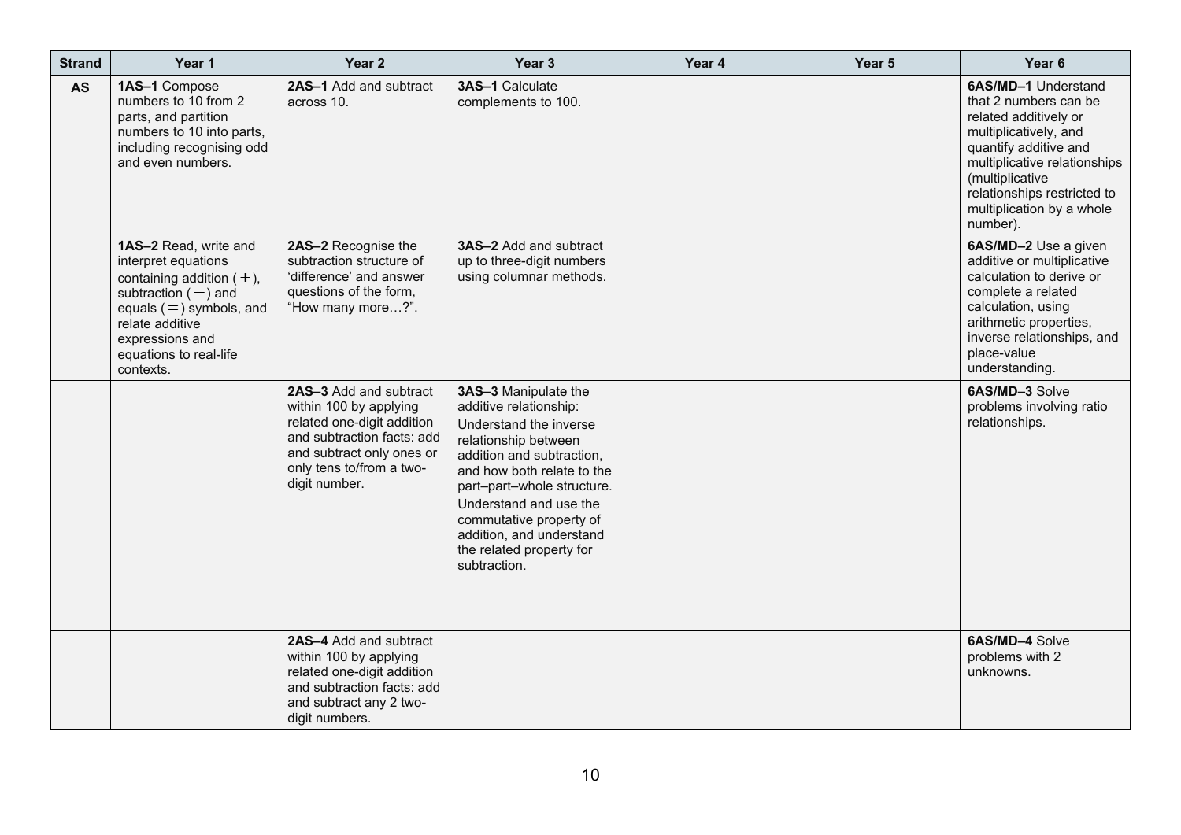| Strand | Year 1 | Year 2 | Year 3 | Year 4 | Year 5 | Year 6 |
|---|---|---|---|---|---|---|
| AS | **1AS–1** Compose numbers to 10 from 2 parts, and partition numbers to 10 into parts, including recognising odd and even numbers. | **2AS–1** Add and subtract across 10. | **3AS–1** Calculate complements to 100. | | | **6AS/MD–1** Understand that 2 numbers can be related additively or multiplicatively, and quantify additive and multiplicative relationships (multiplicative relationships restricted to multiplication by a whole number). |
| | **1AS–2** Read, write and interpret equations containing addition ( $+$ ), subtraction ( $-$ ) and equals ( $=$ ) symbols, and relate additive expressions and equations to real-life contexts. | **2AS–2** Recognise the subtraction structure of 'difference' and answer questions of the form, "How many more…?". | **3AS–2** Add and subtract up to three-digit numbers using columnar methods. | | | **6AS/MD–2** Use a given additive or multiplicative calculation to derive or complete a related calculation, using arithmetic properties, inverse relationships, and place-value understanding. |
| | | **2AS–3** Add and subtract within 100 by applying related one-digit addition and subtraction facts: add and subtract only ones or only tens to/from a two-digit number. | **3AS–3** Manipulate the additive relationship: Understand the inverse relationship between addition and subtraction, and how both relate to the part–part–whole structure. Understand and use the commutative property of addition, and understand the related property for subtraction. | | | **6AS/MD–3** Solve problems involving ratio relationships. |
| | | **2AS–4** Add and subtract within 100 by applying related one-digit addition and subtraction facts: add and subtract any 2 two-digit numbers. | | | | **6AS/MD–4** Solve problems with 2 unknowns. |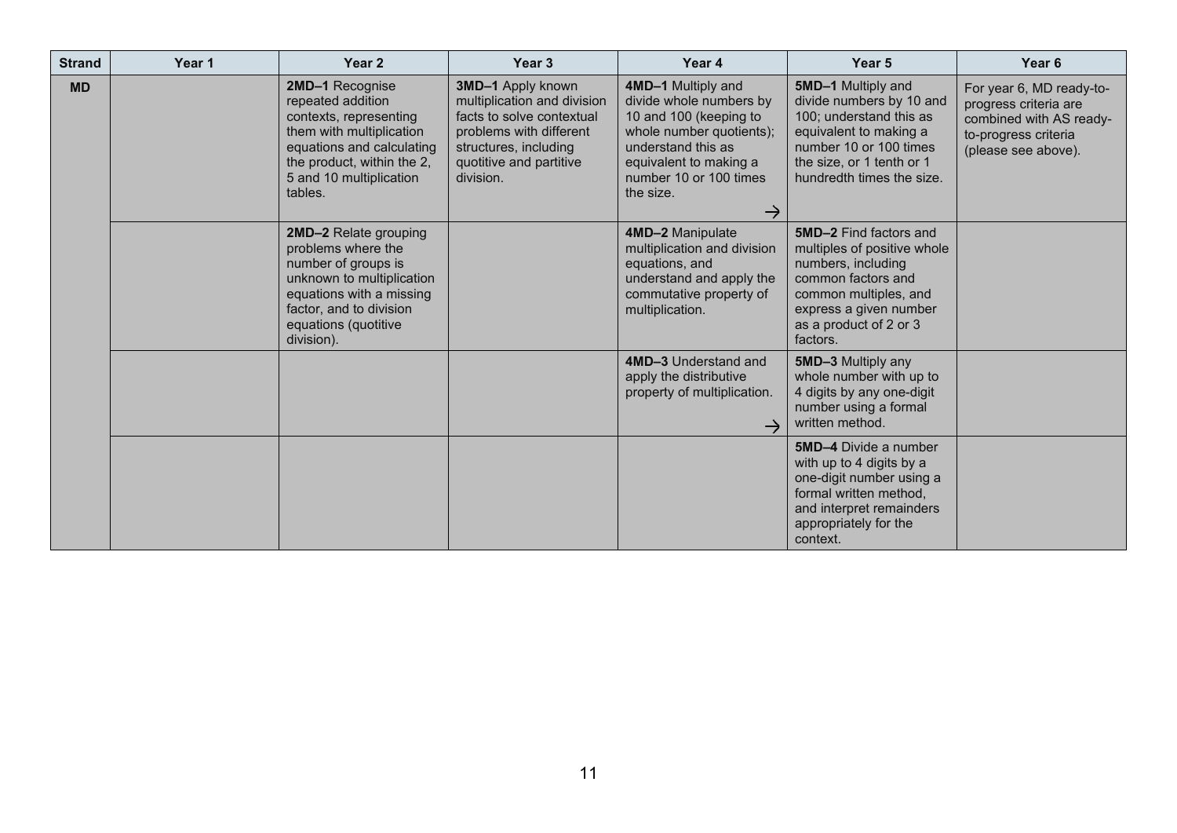| Strand | Year 1 | Year 2 | Year 3 | Year 4 | Year 5 | Year 6 |
|---|---|---|---|---|---|---|
| MD | | **2MD–1** Recognise repeated addition contexts, representing them with multiplication equations and calculating the product, within the 2, 5 and 10 multiplication tables. | **3MD–1** Apply known multiplication and division facts to solve contextual problems with different structures, including quotitive and partitive division. | **4MD–1** Multiply and divide whole numbers by 10 and 100 (keeping to whole number quotients); understand this as equivalent to making a number 10 or 100 times the size. → | **5MD–1** Multiply and divide numbers by 10 and 100; understand this as equivalent to making a number 10 or 100 times the size, or 1 tenth or 1 hundredth times the size. | For year 6, MD ready-to-progress criteria are combined with AS ready-to-progress criteria (please see above). |
| | | **2MD–2** Relate grouping problems where the number of groups is unknown to multiplication equations with a missing factor, and to division equations (quotitive division). | | **4MD–2** Manipulate multiplication and division equations, and understand and apply the commutative property of multiplication. | **5MD–2** Find factors and multiples of positive whole numbers, including common factors and common multiples, and express a given number as a product of 2 or 3 factors. | |
| | | | | **4MD–3** Understand and apply the distributive property of multiplication. → | **5MD–3** Multiply any whole number with up to 4 digits by any one-digit number using a formal written method. | |
| | | | | | **5MD–4** Divide a number with up to 4 digits by a one-digit number using a formal written method, and interpret remainders appropriately for the context. | |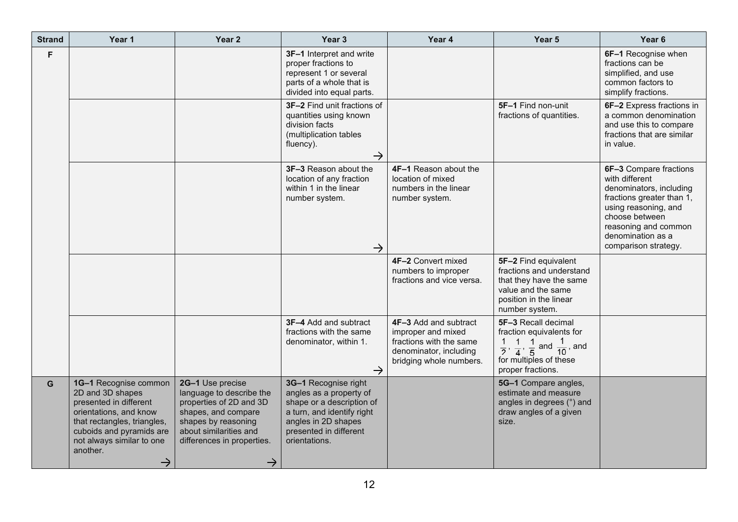| Strand | Year 1 | Year 2 | Year 3 | Year 4 | Year 5 | Year 6 |
|---|---|---|---|---|---|---|
| F | | | **3F–1** Interpret and write proper fractions to represent 1 or several parts of a whole that is divided into equal parts. | | | **6F–1** Recognise when fractions can be simplified, and use common factors to simplify fractions. |
| | | | **3F–2** Find unit fractions of quantities using known division facts (multiplication tables fluency). → | | **5F–1** Find non-unit fractions of quantities. | **6F–2** Express fractions in a common denomination and use this to compare fractions that are similar in value. |
| | | | **3F–3** Reason about the location of any fraction within 1 in the linear number system. → | **4F–1** Reason about the location of mixed numbers in the linear number system. | | **6F–3** Compare fractions with different denominators, including fractions greater than 1, using reasoning, and choose between reasoning and common denomination as a comparison strategy. |
| | | | | **4F–2** Convert mixed numbers to improper fractions and vice versa. | **5F–2** Find equivalent fractions and understand that they have the same value and the same position in the linear number system. | |
| | | | **3F–4** Add and subtract fractions with the same denominator, within 1. → | **4F–3** Add and subtract improper and mixed fractions with the same denominator, including bridging whole numbers. | **5F–3** Recall decimal fraction equivalents for $\frac{1}{2}$, $\frac{1}{4}$, $\frac{1}{5}$ and $\frac{1}{10}$, and for multiples of these proper fractions. | |
| G | **1G–1** Recognise common 2D and 3D shapes presented in different orientations, and know that rectangles, triangles, cuboids and pyramids are not always similar to one another. → | **2G–1** Use precise language to describe the properties of 2D and 3D shapes, and compare shapes by reasoning about similarities and differences in properties. → | **3G–1** Recognise right angles as a property of shape or a description of a turn, and identify right angles in 2D shapes presented in different orientations. | | **5G–1** Compare angles, estimate and measure angles in degrees (°) and draw angles of a given size. | |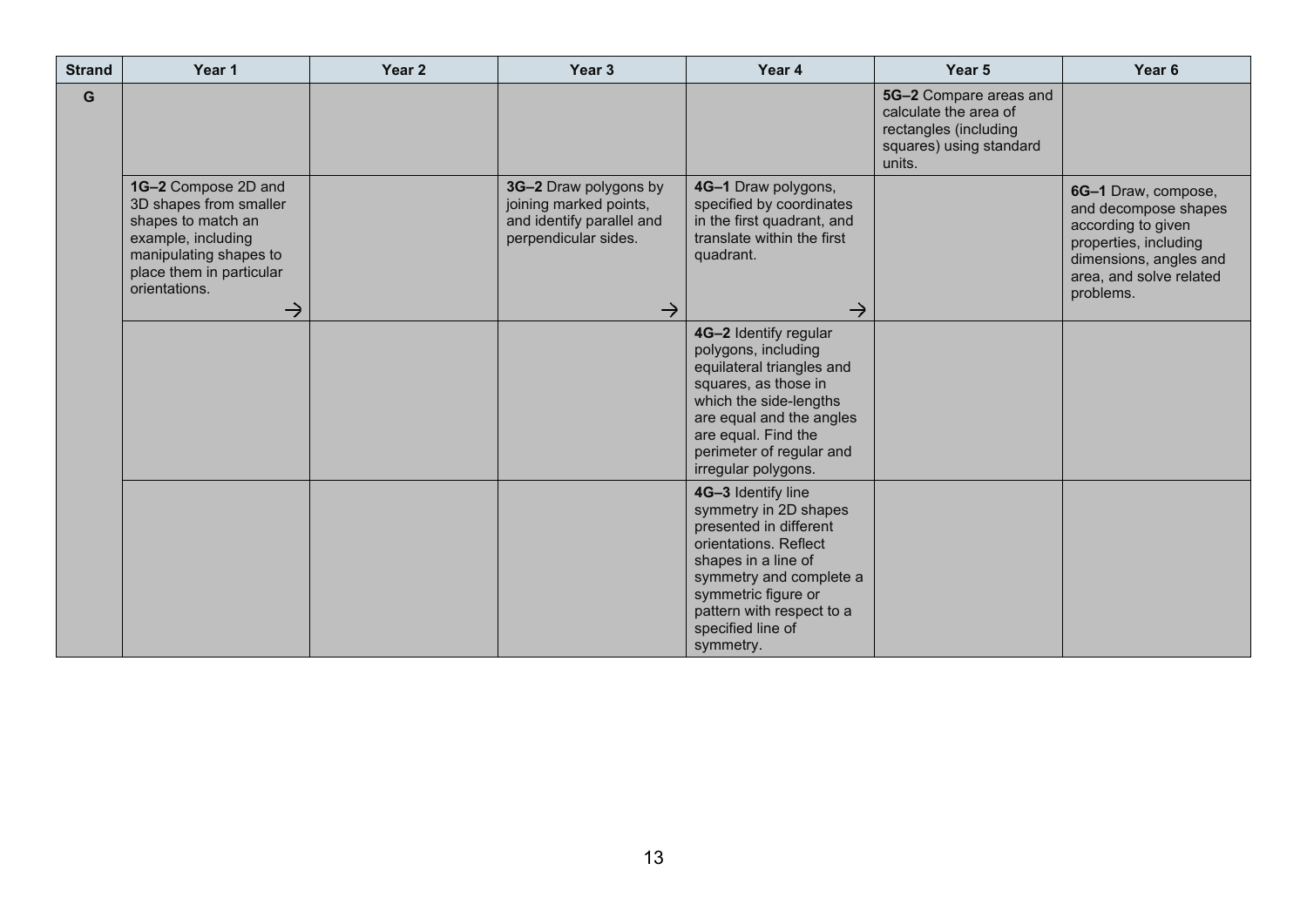| Strand | Year 1 | Year 2 | Year 3 | Year 4 | Year 5 | Year 6 |
|---|---|---|---|---|---|---|
| G | | | | | **5G–2** Compare areas and calculate the area of rectangles (including squares) using standard units. | |
| | **1G–2** Compose 2D and 3D shapes from smaller shapes to match an example, including manipulating shapes to place them in particular orientations. → | | **3G–2** Draw polygons by joining marked points, and identify parallel and perpendicular sides. → | **4G–1** Draw polygons, specified by coordinates in the first quadrant, and translate within the first quadrant. → | | **6G–1** Draw, compose, and decompose shapes according to given properties, including dimensions, angles and area, and solve related problems. |
| | | | | **4G–2** Identify regular polygons, including equilateral triangles and squares, as those in which the side-lengths are equal and the angles are equal. Find the perimeter of regular and irregular polygons. | | |
| | | | | **4G–3** Identify line symmetry in 2D shapes presented in different orientations. Reflect shapes in a line of symmetry and complete a symmetric figure or pattern with respect to a specified line of symmetry. | | |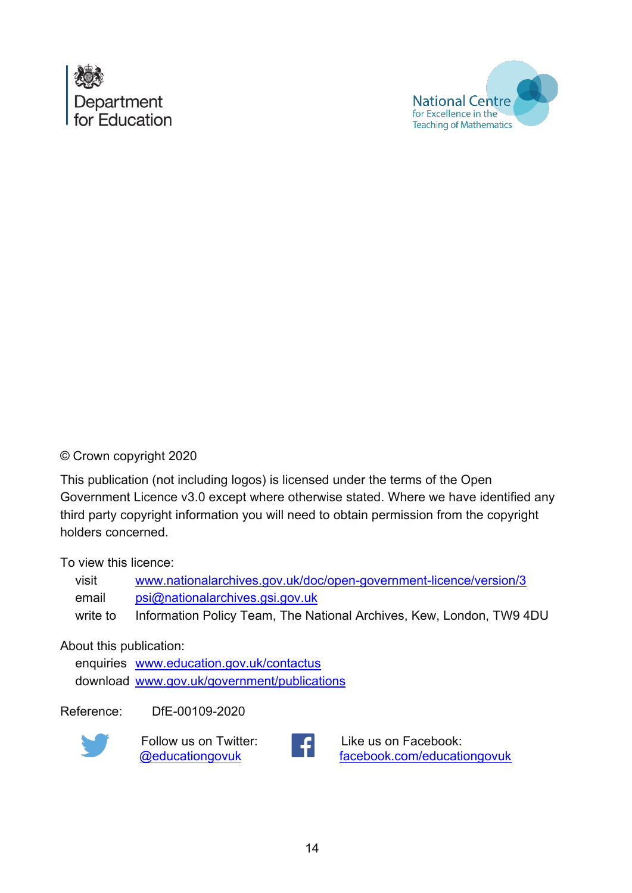Department for Education

National Centre for Excellence in the Teaching of Mathematics

© Crown copyright 2020

This publication (not including logos) is licensed under the terms of the Open Government Licence v3.0 except where otherwise stated. Where we have identified any third party copyright information you will need to obtain permission from the copyright holders concerned.

To view this licence:

visit www.nationalarchives.gov.uk/doc/open-government-licence/version/3
email psi@nationalarchives.gsi.gov.uk
write to Information Policy Team, The National Archives, Kew, London, TW9 4DU

About this publication:

enquiries www.education.gov.uk/contactus
download www.gov.uk/government/publications

Reference: DfE-00109-2020

Follow us on Twitter: @educationgovuk

Like us on Facebook: facebook.com/educationgovuk